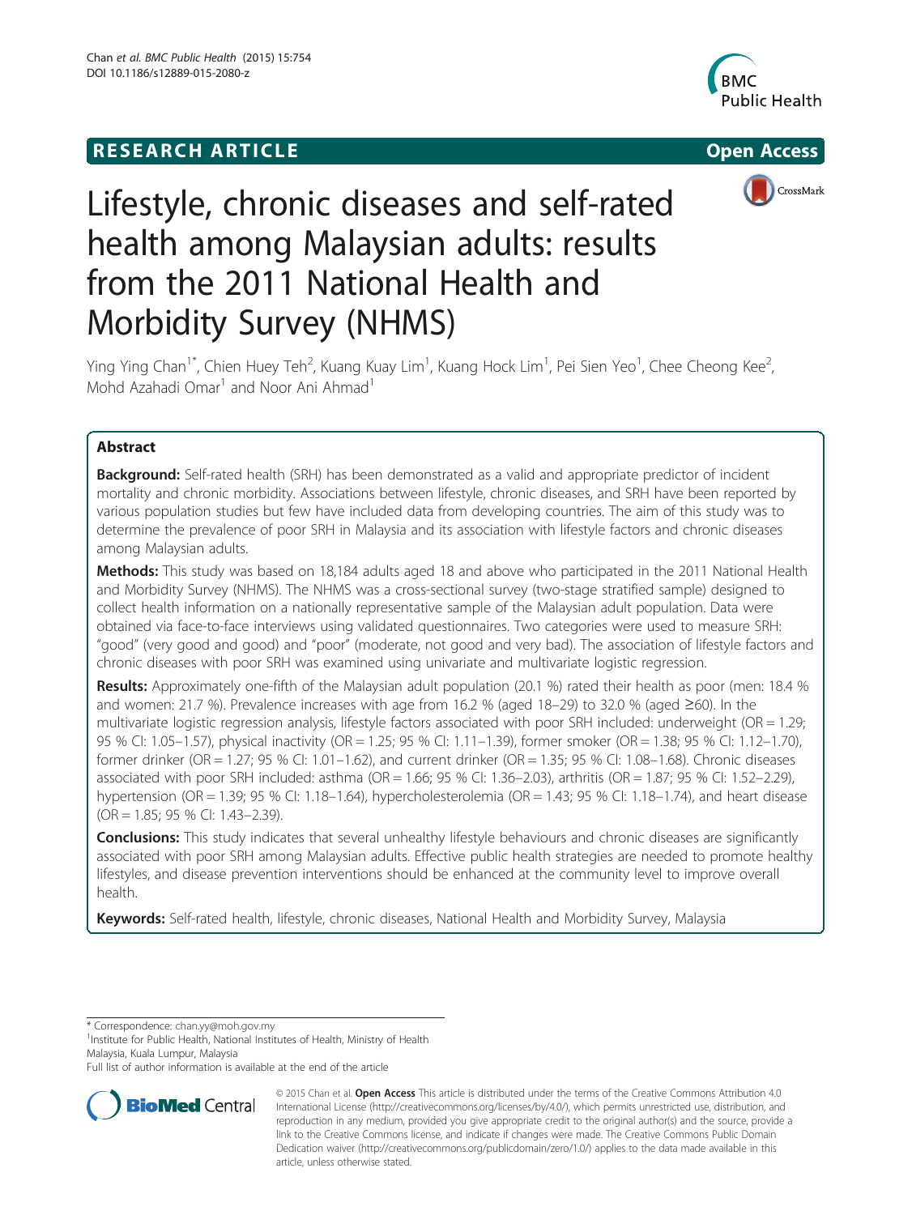RESEARCH ARTICLE

Open Access

# Lifestyle, chronic diseases and self-rated health among Malaysian adults: results from the 2011 National Health and Morbidity Survey (NHMS)

Ying Ying Chan[1*], Chien Huey Teh[2], Kuang Kuay Lim[1], Kuang Hock Lim[1], Pei Sien Yeo[1], Chee Cheong Kee[2], Mohd Azahadi Omar[1] and Noor Ani Ahmad[1]

## Abstract

**Background:** Self-rated health (SRH) has been demonstrated as a valid and appropriate predictor of incident mortality and chronic morbidity. Associations between lifestyle, chronic diseases, and SRH have been reported by various population studies but few have included data from developing countries. The aim of this study was to determine the prevalence of poor SRH in Malaysia and its association with lifestyle factors and chronic diseases among Malaysian adults.

**Methods:** This study was based on 18,184 adults aged 18 and above who participated in the 2011 National Health and Morbidity Survey (NHMS). The NHMS was a cross-sectional survey (two-stage stratified sample) designed to collect health information on a nationally representative sample of the Malaysian adult population. Data were obtained via face-to-face interviews using validated questionnaires. Two categories were used to measure SRH: "good" (very good and good) and "poor" (moderate, not good and very bad). The association of lifestyle factors and chronic diseases with poor SRH was examined using univariate and multivariate logistic regression.

**Results:** Approximately one-fifth of the Malaysian adult population (20.1 %) rated their health as poor (men: 18.4 % and women: 21.7 %). Prevalence increases with age from 16.2 % (aged 18–29) to 32.0 % (aged ≥60). In the multivariate logistic regression analysis, lifestyle factors associated with poor SRH included: underweight (OR = 1.29; 95 % CI: 1.05–1.57), physical inactivity (OR = 1.25; 95 % CI: 1.11–1.39), former smoker (OR = 1.38; 95 % CI: 1.12–1.70), former drinker (OR = 1.27; 95 % CI: 1.01–1.62), and current drinker (OR = 1.35; 95 % CI: 1.08–1.68). Chronic diseases associated with poor SRH included: asthma (OR = 1.66; 95 % CI: 1.36–2.03), arthritis (OR = 1.87; 95 % CI: 1.52–2.29), hypertension (OR = 1.39; 95 % CI: 1.18–1.64), hypercholesterolemia (OR = 1.43; 95 % CI: 1.18–1.74), and heart disease (OR = 1.85; 95 % CI: 1.43–2.39).

**Conclusions:** This study indicates that several unhealthy lifestyle behaviours and chronic diseases are significantly associated with poor SRH among Malaysian adults. Effective public health strategies are needed to promote healthy lifestyles, and disease prevention interventions should be enhanced at the community level to improve overall health.

**Keywords:** Self-rated health, lifestyle, chronic diseases, National Health and Morbidity Survey, Malaysia

* Correspondence: chan.yy@moh.gov.my

[1]Institute for Public Health, National Institutes of Health, Ministry of Health Malaysia, Kuala Lumpur, Malaysia

Full list of author information is available at the end of the article

© 2015 Chan et al. **Open Access** This article is distributed under the terms of the Creative Commons Attribution 4.0 International License (http://creativecommons.org/licenses/by/4.0/), which permits unrestricted use, distribution, and reproduction in any medium, provided you give appropriate credit to the original author(s) and the source, provide a link to the Creative Commons license, and indicate if changes were made. The Creative Commons Public Domain Dedication waiver (http://creativecommons.org/publicdomain/zero/1.0/) applies to the data made available in this article, unless otherwise stated.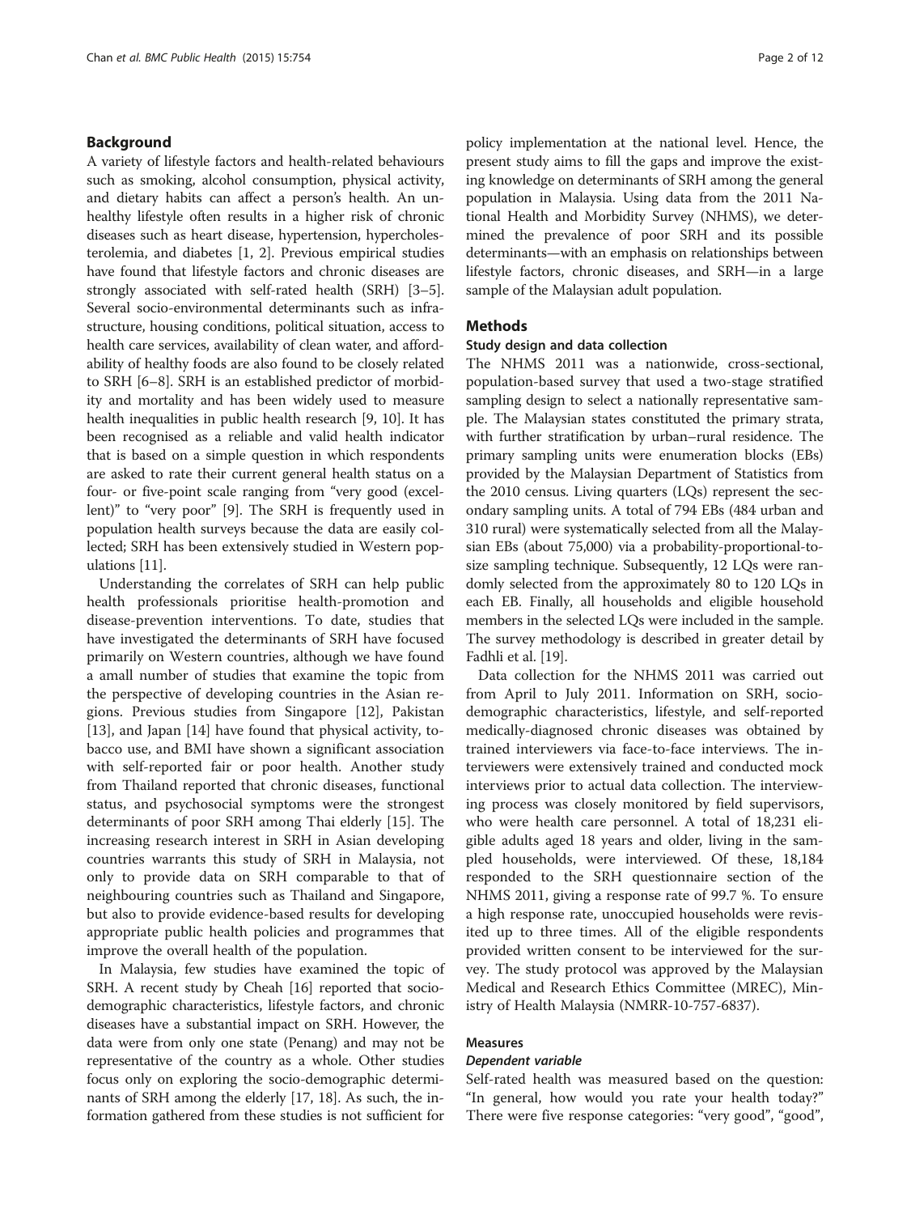## Background

A variety of lifestyle factors and health-related behaviours such as smoking, alcohol consumption, physical activity, and dietary habits can affect a person's health. An unhealthy lifestyle often results in a higher risk of chronic diseases such as heart disease, hypertension, hypercholesterolemia, and diabetes [1, 2]. Previous empirical studies have found that lifestyle factors and chronic diseases are strongly associated with self-rated health (SRH) [3–5]. Several socio-environmental determinants such as infrastructure, housing conditions, political situation, access to health care services, availability of clean water, and affordability of healthy foods are also found to be closely related to SRH [6–8]. SRH is an established predictor of morbidity and mortality and has been widely used to measure health inequalities in public health research [9, 10]. It has been recognised as a reliable and valid health indicator that is based on a simple question in which respondents are asked to rate their current general health status on a four- or five-point scale ranging from "very good (excellent)" to "very poor" [9]. The SRH is frequently used in population health surveys because the data are easily collected; SRH has been extensively studied in Western populations [11].

Understanding the correlates of SRH can help public health professionals prioritise health-promotion and disease-prevention interventions. To date, studies that have investigated the determinants of SRH have focused primarily on Western countries, although we have found a amall number of studies that examine the topic from the perspective of developing countries in the Asian regions. Previous studies from Singapore [12], Pakistan [13], and Japan [14] have found that physical activity, tobacco use, and BMI have shown a significant association with self-reported fair or poor health. Another study from Thailand reported that chronic diseases, functional status, and psychosocial symptoms were the strongest determinants of poor SRH among Thai elderly [15]. The increasing research interest in SRH in Asian developing countries warrants this study of SRH in Malaysia, not only to provide data on SRH comparable to that of neighbouring countries such as Thailand and Singapore, but also to provide evidence-based results for developing appropriate public health policies and programmes that improve the overall health of the population.

In Malaysia, few studies have examined the topic of SRH. A recent study by Cheah [16] reported that sociodemographic characteristics, lifestyle factors, and chronic diseases have a substantial impact on SRH. However, the data were from only one state (Penang) and may not be representative of the country as a whole. Other studies focus only on exploring the socio-demographic determinants of SRH among the elderly [17, 18]. As such, the information gathered from these studies is not sufficient for policy implementation at the national level. Hence, the present study aims to fill the gaps and improve the existing knowledge on determinants of SRH among the general population in Malaysia. Using data from the 2011 National Health and Morbidity Survey (NHMS), we determined the prevalence of poor SRH and its possible determinants—with an emphasis on relationships between lifestyle factors, chronic diseases, and SRH—in a large sample of the Malaysian adult population.

## Methods

### Study design and data collection

The NHMS 2011 was a nationwide, cross-sectional, population-based survey that used a two-stage stratified sampling design to select a nationally representative sample. The Malaysian states constituted the primary strata, with further stratification by urban–rural residence. The primary sampling units were enumeration blocks (EBs) provided by the Malaysian Department of Statistics from the 2010 census. Living quarters (LQs) represent the secondary sampling units. A total of 794 EBs (484 urban and 310 rural) were systematically selected from all the Malaysian EBs (about 75,000) via a probability-proportional-to-size sampling technique. Subsequently, 12 LQs were randomly selected from the approximately 80 to 120 LQs in each EB. Finally, all households and eligible household members in the selected LQs were included in the sample. The survey methodology is described in greater detail by Fadhli et al. [19].

Data collection for the NHMS 2011 was carried out from April to July 2011. Information on SRH, sociodemographic characteristics, lifestyle, and self-reported medically-diagnosed chronic diseases was obtained by trained interviewers via face-to-face interviews. The interviewers were extensively trained and conducted mock interviews prior to actual data collection. The interviewing process was closely monitored by field supervisors, who were health care personnel. A total of 18,231 eligible adults aged 18 years and older, living in the sampled households, were interviewed. Of these, 18,184 responded to the SRH questionnaire section of the NHMS 2011, giving a response rate of 99.7 %. To ensure a high response rate, unoccupied households were revisited up to three times. All of the eligible respondents provided written consent to be interviewed for the survey. The study protocol was approved by the Malaysian Medical and Research Ethics Committee (MREC), Ministry of Health Malaysia (NMRR-10-757-6837).

### Measures

#### *Dependent variable*

Self-rated health was measured based on the question: "In general, how would you rate your health today?" There were five response categories: "very good", "good",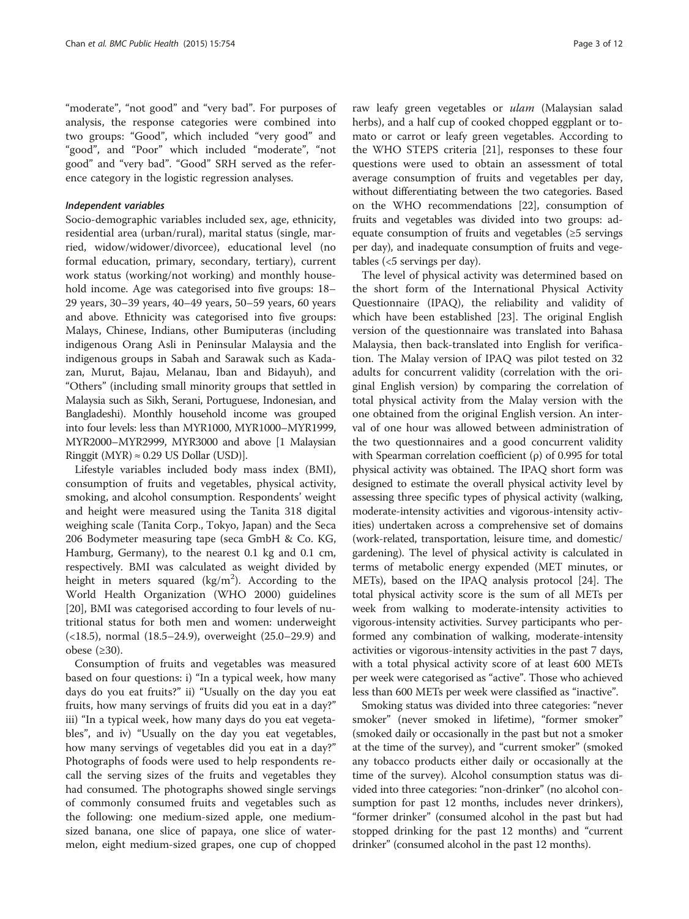"moderate", "not good" and "very bad". For purposes of analysis, the response categories were combined into two groups: "Good", which included "very good" and "good", and "Poor" which included "moderate", "not good" and "very bad". "Good" SRH served as the reference category in the logistic regression analyses.

#### *Independent variables*

Socio-demographic variables included sex, age, ethnicity, residential area (urban/rural), marital status (single, married, widow/widower/divorcee), educational level (no formal education, primary, secondary, tertiary), current work status (working/not working) and monthly household income. Age was categorised into five groups: 18–29 years, 30–39 years, 40–49 years, 50–59 years, 60 years and above. Ethnicity was categorised into five groups: Malays, Chinese, Indians, other Bumiputeras (including indigenous Orang Asli in Peninsular Malaysia and the indigenous groups in Sabah and Sarawak such as Kadazan, Murut, Bajau, Melanau, Iban and Bidayuh), and "Others" (including small minority groups that settled in Malaysia such as Sikh, Serani, Portuguese, Indonesian, and Bangladeshi). Monthly household income was grouped into four levels: less than MYR1000, MYR1000–MYR1999, MYR2000–MYR2999, MYR3000 and above [1 Malaysian Ringgit (MYR) ≈ 0.29 US Dollar (USD)].

Lifestyle variables included body mass index (BMI), consumption of fruits and vegetables, physical activity, smoking, and alcohol consumption. Respondents' weight and height were measured using the Tanita 318 digital weighing scale (Tanita Corp., Tokyo, Japan) and the Seca 206 Bodymeter measuring tape (seca GmbH & Co. KG, Hamburg, Germany), to the nearest 0.1 kg and 0.1 cm, respectively. BMI was calculated as weight divided by height in meters squared ($kg/m^2$). According to the World Health Organization (WHO 2000) guidelines [20], BMI was categorised according to four levels of nutritional status for both men and women: underweight (<18.5), normal (18.5–24.9), overweight (25.0–29.9) and obese (≥30).

Consumption of fruits and vegetables was measured based on four questions: i) "In a typical week, how many days do you eat fruits?" ii) "Usually on the day you eat fruits, how many servings of fruits did you eat in a day?" iii) "In a typical week, how many days do you eat vegetables", and iv) "Usually on the day you eat vegetables, how many servings of vegetables did you eat in a day?" Photographs of foods were used to help respondents recall the serving sizes of the fruits and vegetables they had consumed. The photographs showed single servings of commonly consumed fruits and vegetables such as the following: one medium-sized apple, one medium-sized banana, one slice of papaya, one slice of watermelon, eight medium-sized grapes, one cup of chopped raw leafy green vegetables or *ulam* (Malaysian salad herbs), and a half cup of cooked chopped eggplant or tomato or carrot or leafy green vegetables. According to the WHO STEPS criteria [21], responses to these four questions were used to obtain an assessment of total average consumption of fruits and vegetables per day, without differentiating between the two categories. Based on the WHO recommendations [22], consumption of fruits and vegetables was divided into two groups: adequate consumption of fruits and vegetables (≥5 servings per day), and inadequate consumption of fruits and vegetables (<5 servings per day).

The level of physical activity was determined based on the short form of the International Physical Activity Questionnaire (IPAQ), the reliability and validity of which have been established [23]. The original English version of the questionnaire was translated into Bahasa Malaysia, then back-translated into English for verification. The Malay version of IPAQ was pilot tested on 32 adults for concurrent validity (correlation with the original English version) by comparing the correlation of total physical activity from the Malay version with the one obtained from the original English version. An interval of one hour was allowed between administration of the two questionnaires and a good concurrent validity with Spearman correlation coefficient ($\rho$) of 0.995 for total physical activity was obtained. The IPAQ short form was designed to estimate the overall physical activity level by assessing three specific types of physical activity (walking, moderate-intensity activities and vigorous-intensity activities) undertaken across a comprehensive set of domains (work-related, transportation, leisure time, and domestic/gardening). The level of physical activity is calculated in terms of metabolic energy expended (MET minutes, or METs), based on the IPAQ analysis protocol [24]. The total physical activity score is the sum of all METs per week from walking to moderate-intensity activities to vigorous-intensity activities. Survey participants who performed any combination of walking, moderate-intensity activities or vigorous-intensity activities in the past 7 days, with a total physical activity score of at least 600 METs per week were categorised as "active". Those who achieved less than 600 METs per week were classified as "inactive".

Smoking status was divided into three categories: "never smoker" (never smoked in lifetime), "former smoker" (smoked daily or occasionally in the past but not a smoker at the time of the survey), and "current smoker" (smoked any tobacco products either daily or occasionally at the time of the survey). Alcohol consumption status was divided into three categories: "non-drinker" (no alcohol consumption for past 12 months, includes never drinkers), "former drinker" (consumed alcohol in the past but had stopped drinking for the past 12 months) and "current drinker" (consumed alcohol in the past 12 months).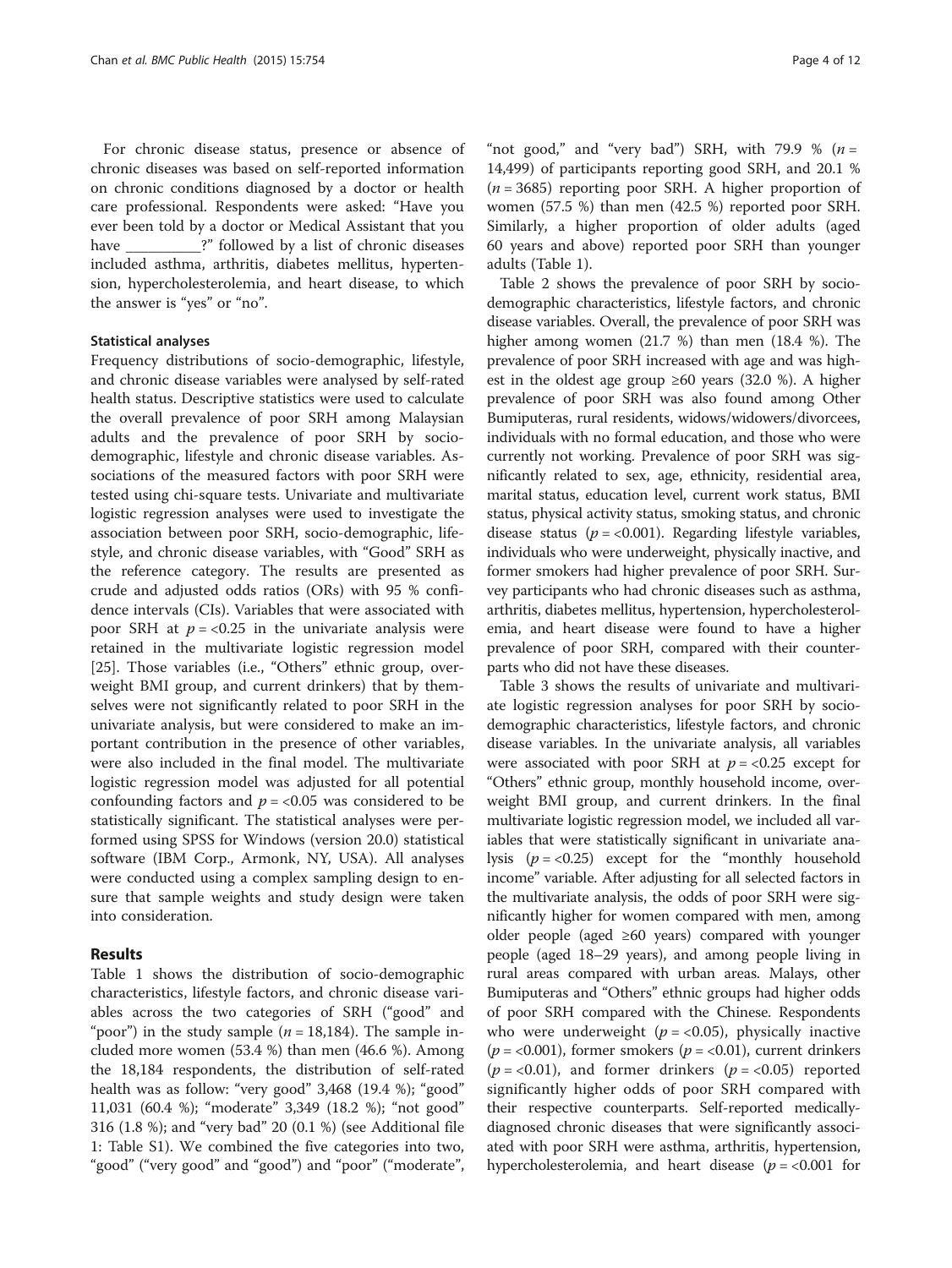For chronic disease status, presence or absence of chronic diseases was based on self-reported information on chronic conditions diagnosed by a doctor or health care professional. Respondents were asked: "Have you ever been told by a doctor or Medical Assistant that you have __________?" followed by a list of chronic diseases included asthma, arthritis, diabetes mellitus, hypertension, hypercholesterolemia, and heart disease, to which the answer is "yes" or "no".

### Statistical analyses

Frequency distributions of socio-demographic, lifestyle, and chronic disease variables were analysed by self-rated health status. Descriptive statistics were used to calculate the overall prevalence of poor SRH among Malaysian adults and the prevalence of poor SRH by socio-demographic, lifestyle and chronic disease variables. Associations of the measured factors with poor SRH were tested using chi-square tests. Univariate and multivariate logistic regression analyses were used to investigate the association between poor SRH, socio-demographic, lifestyle, and chronic disease variables, with "Good" SRH as the reference category. The results are presented as crude and adjusted odds ratios (ORs) with 95 % confidence intervals (CIs). Variables that were associated with poor SRH at $p = <0.25$ in the univariate analysis were retained in the multivariate logistic regression model [25]. Those variables (i.e., "Others" ethnic group, overweight BMI group, and current drinkers) that by themselves were not significantly related to poor SRH in the univariate analysis, but were considered to make an important contribution in the presence of other variables, were also included in the final model. The multivariate logistic regression model was adjusted for all potential confounding factors and $p = <0.05$ was considered to be statistically significant. The statistical analyses were performed using SPSS for Windows (version 20.0) statistical software (IBM Corp., Armonk, NY, USA). All analyses were conducted using a complex sampling design to ensure that sample weights and study design were taken into consideration.

## Results

Table 1 shows the distribution of socio-demographic characteristics, lifestyle factors, and chronic disease variables across the two categories of SRH ("good" and "poor") in the study sample ($n = 18,184$). The sample included more women (53.4 %) than men (46.6 %). Among the 18,184 respondents, the distribution of self-rated health was as follow: "very good" 3,468 (19.4 %); "good" 11,031 (60.4 %); "moderate" 3,349 (18.2 %); "not good" 316 (1.8 %); and "very bad" 20 (0.1 %) (see Additional file 1: Table S1). We combined the five categories into two, "good" ("very good" and "good") and "poor" ("moderate", "not good," and "very bad") SRH, with 79.9 % ($n = 14,499$) of participants reporting good SRH, and 20.1 % ($n = 3685$) reporting poor SRH. A higher proportion of women (57.5 %) than men (42.5 %) reported poor SRH. Similarly, a higher proportion of older adults (aged 60 years and above) reported poor SRH than younger adults (Table 1).

Table 2 shows the prevalence of poor SRH by socio-demographic characteristics, lifestyle factors, and chronic disease variables. Overall, the prevalence of poor SRH was higher among women (21.7 %) than men (18.4 %). The prevalence of poor SRH increased with age and was highest in the oldest age group ≥60 years (32.0 %). A higher prevalence of poor SRH was also found among Other Bumiputeras, rural residents, widows/widowers/divorcees, individuals with no formal education, and those who were currently not working. Prevalence of poor SRH was significantly related to sex, age, ethnicity, residential area, marital status, education level, current work status, BMI status, physical activity status, smoking status, and chronic disease status ($p = <0.001$). Regarding lifestyle variables, individuals who were underweight, physically inactive, and former smokers had higher prevalence of poor SRH. Survey participants who had chronic diseases such as asthma, arthritis, diabetes mellitus, hypertension, hypercholesterolemia, and heart disease were found to have a higher prevalence of poor SRH, compared with their counterparts who did not have these diseases.

Table 3 shows the results of univariate and multivariate logistic regression analyses for poor SRH by socio-demographic characteristics, lifestyle factors, and chronic disease variables. In the univariate analysis, all variables were associated with poor SRH at $p = <0.25$ except for "Others" ethnic group, monthly household income, overweight BMI group, and current drinkers. In the final multivariate logistic regression model, we included all variables that were statistically significant in univariate analysis ($p = <0.25$) except for the "monthly household income" variable. After adjusting for all selected factors in the multivariate analysis, the odds of poor SRH were significantly higher for women compared with men, among older people (aged ≥60 years) compared with younger people (aged 18–29 years), and among people living in rural areas compared with urban areas. Malays, other Bumiputeras and "Others" ethnic groups had higher odds of poor SRH compared with the Chinese. Respondents who were underweight ($p = <0.05$), physically inactive ($p = <0.001$), former smokers ($p = <0.01$), current drinkers ($p = <0.01$), and former drinkers ($p = <0.05$) reported significantly higher odds of poor SRH compared with their respective counterparts. Self-reported medically-diagnosed chronic diseases that were significantly associated with poor SRH were asthma, arthritis, hypertension, hypercholesterolemia, and heart disease ($p = <0.001$ for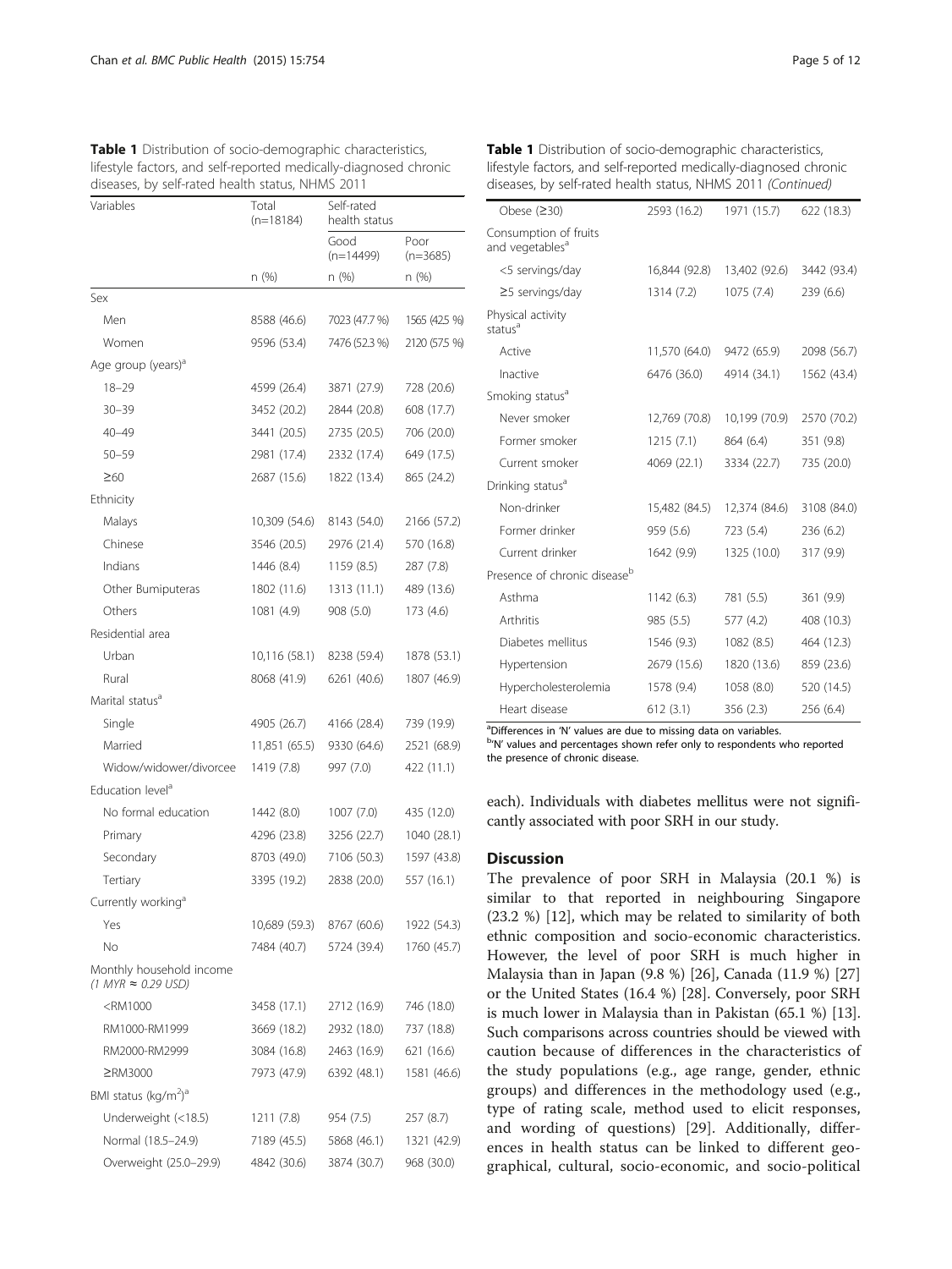**Table 1** Distribution of socio-demographic characteristics, lifestyle factors, and self-reported medically-diagnosed chronic diseases, by self-rated health status, NHMS 2011

| Variables | Total (n=18184) | Self-rated health status | |
|---|---|---|---|
| | | Good (n=14499) | Poor (n=3685) |
| | n (%) | n (%) | n (%) |
| Sex | | | |
| Men | 8588 (46.6) | 7023 (47.7 %) | 1565 (42.5 %) |
| Women | 9596 (53.4) | 7476 (52.3 %) | 2120 (57.5 %) |
| Age group (years)[a] | | | |
| 18–29 | 4599 (26.4) | 3871 (27.9) | 728 (20.6) |
| 30–39 | 3452 (20.2) | 2844 (20.8) | 608 (17.7) |
| 40–49 | 3441 (20.5) | 2735 (20.5) | 706 (20.0) |
| 50–59 | 2981 (17.4) | 2332 (17.4) | 649 (17.5) |
| ≥60 | 2687 (15.6) | 1822 (13.4) | 865 (24.2) |
| Ethnicity | | | |
| Malays | 10,309 (54.6) | 8143 (54.0) | 2166 (57.2) |
| Chinese | 3546 (20.5) | 2976 (21.4) | 570 (16.8) |
| Indians | 1446 (8.4) | 1159 (8.5) | 287 (7.8) |
| Other Bumiputeras | 1802 (11.6) | 1313 (11.1) | 489 (13.6) |
| Others | 1081 (4.9) | 908 (5.0) | 173 (4.6) |
| Residential area | | | |
| Urban | 10,116 (58.1) | 8238 (59.4) | 1878 (53.1) |
| Rural | 8068 (41.9) | 6261 (40.6) | 1807 (46.9) |
| Marital status[a] | | | |
| Single | 4905 (26.7) | 4166 (28.4) | 739 (19.9) |
| Married | 11,851 (65.5) | 9330 (64.6) | 2521 (68.9) |
| Widow/widower/divorcee | 1419 (7.8) | 997 (7.0) | 422 (11.1) |
| Education level[a] | | | |
| No formal education | 1442 (8.0) | 1007 (7.0) | 435 (12.0) |
| Primary | 4296 (23.8) | 3256 (22.7) | 1040 (28.1) |
| Secondary | 8703 (49.0) | 7106 (50.3) | 1597 (43.8) |
| Tertiary | 3395 (19.2) | 2838 (20.0) | 557 (16.1) |
| Currently working[a] | | | |
| Yes | 10,689 (59.3) | 8767 (60.6) | 1922 (54.3) |
| No | 7484 (40.7) | 5724 (39.4) | 1760 (45.7) |
| Monthly household income (1 MYR ≈ 0.29 USD) | | | |
| <RM1000 | 3458 (17.1) | 2712 (16.9) | 746 (18.0) |
| RM1000-RM1999 | 3669 (18.2) | 2932 (18.0) | 737 (18.8) |
| RM2000-RM2999 | 3084 (16.8) | 2463 (16.9) | 621 (16.6) |
| ≥RM3000 | 7973 (47.9) | 6392 (48.1) | 1581 (46.6) |
| BMI status (kg/m$^2$)[a] | | | |
| Underweight (<18.5) | 1211 (7.8) | 954 (7.5) | 257 (8.7) |
| Normal (18.5–24.9) | 7189 (45.5) | 5868 (46.1) | 1321 (42.9) |
| Overweight (25.0–29.9) | 4842 (30.6) | 3874 (30.7) | 968 (30.0) |
| Obese (≥30) | 2593 (16.2) | 1971 (15.7) | 622 (18.3) |
| Consumption of fruits and vegetables[a] | | | |
| <5 servings/day | 16,844 (92.8) | 13,402 (92.6) | 3442 (93.4) |
| ≥5 servings/day | 1314 (7.2) | 1075 (7.4) | 239 (6.6) |
| Physical activity status[a] | | | |
| Active | 11,570 (64.0) | 9472 (65.9) | 2098 (56.7) |
| Inactive | 6476 (36.0) | 4914 (34.1) | 1562 (43.4) |
| Smoking status[a] | | | |
| Never smoker | 12,769 (70.8) | 10,199 (70.9) | 2570 (70.2) |
| Former smoker | 1215 (7.1) | 864 (6.4) | 351 (9.8) |
| Current smoker | 4069 (22.1) | 3334 (22.7) | 735 (20.0) |
| Drinking status[a] | | | |
| Non-drinker | 15,482 (84.5) | 12,374 (84.6) | 3108 (84.0) |
| Former drinker | 959 (5.6) | 723 (5.4) | 236 (6.2) |
| Current drinker | 1642 (9.9) | 1325 (10.0) | 317 (9.9) |
| Presence of chronic disease[b] | | | |
| Asthma | 1142 (6.3) | 781 (5.5) | 361 (9.9) |
| Arthritis | 985 (5.5) | 577 (4.2) | 408 (10.3) |
| Diabetes mellitus | 1546 (9.3) | 1082 (8.5) | 464 (12.3) |
| Hypertension | 2679 (15.6) | 1820 (13.6) | 859 (23.6) |
| Hypercholesterolemia | 1578 (9.4) | 1058 (8.0) | 520 (14.5) |
| Heart disease | 612 (3.1) | 356 (2.3) | 256 (6.4) |

[a]Differences in 'N' values are due to missing data on variables.
[b]'N' values and percentages shown refer only to respondents who reported the presence of chronic disease.

each). Individuals with diabetes mellitus were not significantly associated with poor SRH in our study.

## Discussion

The prevalence of poor SRH in Malaysia (20.1 %) is similar to that reported in neighbouring Singapore (23.2 %) [12], which may be related to similarity of both ethnic composition and socio-economic characteristics. However, the level of poor SRH is much higher in Malaysia than in Japan (9.8 %) [26], Canada (11.9 %) [27] or the United States (16.4 %) [28]. Conversely, poor SRH is much lower in Malaysia than in Pakistan (65.1 %) [13]. Such comparisons across countries should be viewed with caution because of differences in the characteristics of the study populations (e.g., age range, gender, ethnic groups) and differences in the methodology used (e.g., type of rating scale, method used to elicit responses, and wording of questions) [29]. Additionally, differences in health status can be linked to different geographical, cultural, socio-economic, and socio-political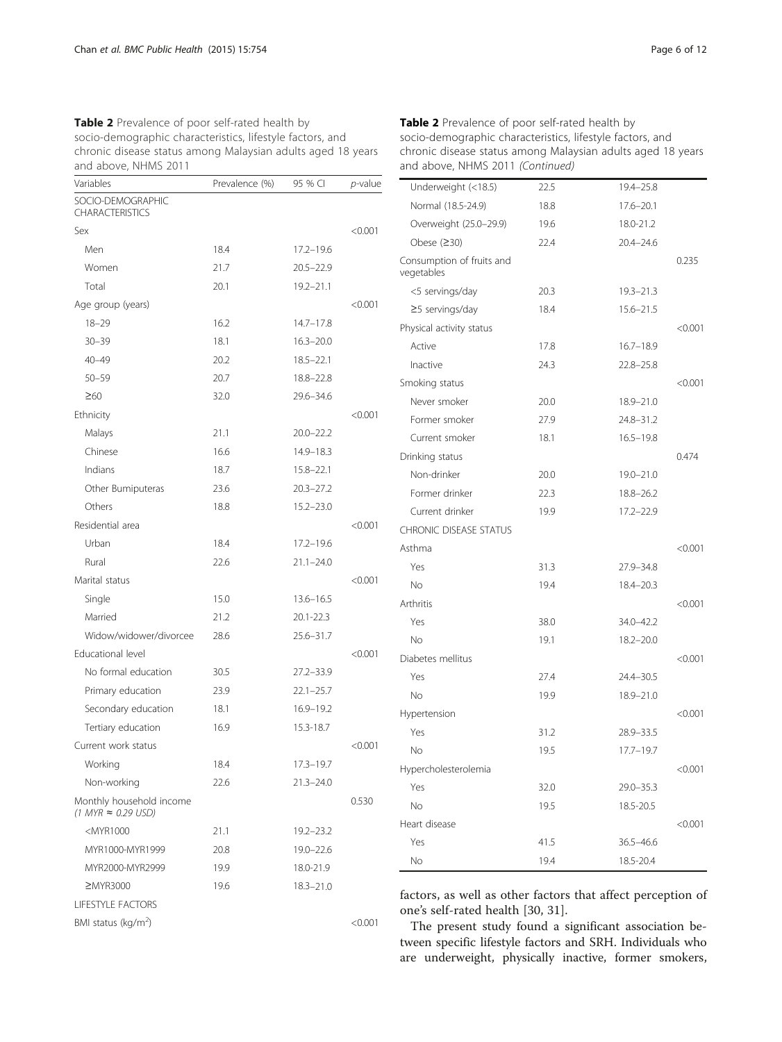**Table 2** Prevalence of poor self-rated health by socio-demographic characteristics, lifestyle factors, and chronic disease status among Malaysian adults aged 18 years and above, NHMS 2011

| Variables | Prevalence (%) | 95 % CI | *p*-value |
|---|---|---|---|
| SOCIO-DEMOGRAPHIC CHARACTERISTICS | | | |
| Sex | | | <0.001 |
| Men | 18.4 | 17.2–19.6 | |
| Women | 21.7 | 20.5–22.9 | |
| Total | 20.1 | 19.2–21.1 | |
| Age group (years) | | | <0.001 |
| 18–29 | 16.2 | 14.7–17.8 | |
| 30–39 | 18.1 | 16.3–20.0 | |
| 40–49 | 20.2 | 18.5–22.1 | |
| 50–59 | 20.7 | 18.8–22.8 | |
| ≥60 | 32.0 | 29.6–34.6 | |
| Ethnicity | | | <0.001 |
| Malays | 21.1 | 20.0–22.2 | |
| Chinese | 16.6 | 14.9–18.3 | |
| Indians | 18.7 | 15.8–22.1 | |
| Other Bumiputeras | 23.6 | 20.3–27.2 | |
| Others | 18.8 | 15.2–23.0 | |
| Residential area | | | <0.001 |
| Urban | 18.4 | 17.2–19.6 | |
| Rural | 22.6 | 21.1–24.0 | |
| Marital status | | | <0.001 |
| Single | 15.0 | 13.6–16.5 | |
| Married | 21.2 | 20.1-22.3 | |
| Widow/widower/divorcee | 28.6 | 25.6–31.7 | |
| Educational level | | | <0.001 |
| No formal education | 30.5 | 27.2–33.9 | |
| Primary education | 23.9 | 22.1–25.7 | |
| Secondary education | 18.1 | 16.9–19.2 | |
| Tertiary education | 16.9 | 15.3-18.7 | |
| Current work status | | | <0.001 |
| Working | 18.4 | 17.3–19.7 | |
| Non-working | 22.6 | 21.3–24.0 | |
| Monthly household income *(1 MYR ≈ 0.29 USD)* | | | 0.530 |
| <MYR1000 | 21.1 | 19.2–23.2 | |
| MYR1000-MYR1999 | 20.8 | 19.0–22.6 | |
| MYR2000-MYR2999 | 19.9 | 18.0-21.9 | |
| ≥MYR3000 | 19.6 | 18.3–21.0 | |
| LIFESTYLE FACTORS | | | |
| BMI status (kg/m$^2$) | | | <0.001 |
| Underweight (<18.5) | 22.5 | 19.4–25.8 | |
| Normal (18.5-24.9) | 18.8 | 17.6–20.1 | |
| Overweight (25.0–29.9) | 19.6 | 18.0-21.2 | |
| Obese (≥30) | 22.4 | 20.4–24.6 | |
| Consumption of fruits and vegetables | | | 0.235 |
| <5 servings/day | 20.3 | 19.3–21.3 | |
| ≥5 servings/day | 18.4 | 15.6–21.5 | |
| Physical activity status | | | <0.001 |
| Active | 17.8 | 16.7–18.9 | |
| Inactive | 24.3 | 22.8–25.8 | |
| Smoking status | | | <0.001 |
| Never smoker | 20.0 | 18.9–21.0 | |
| Former smoker | 27.9 | 24.8–31.2 | |
| Current smoker | 18.1 | 16.5–19.8 | |
| Drinking status | | | 0.474 |
| Non-drinker | 20.0 | 19.0–21.0 | |
| Former drinker | 22.3 | 18.8–26.2 | |
| Current drinker | 19.9 | 17.2–22.9 | |
| CHRONIC DISEASE STATUS | | | |
| Asthma | | | <0.001 |
| Yes | 31.3 | 27.9–34.8 | |
| No | 19.4 | 18.4–20.3 | |
| Arthritis | | | <0.001 |
| Yes | 38.0 | 34.0–42.2 | |
| No | 19.1 | 18.2–20.0 | |
| Diabetes mellitus | | | <0.001 |
| Yes | 27.4 | 24.4–30.5 | |
| No | 19.9 | 18.9–21.0 | |
| Hypertension | | | <0.001 |
| Yes | 31.2 | 28.9–33.5 | |
| No | 19.5 | 17.7–19.7 | |
| Hypercholesterolemia | | | <0.001 |
| Yes | 32.0 | 29.0–35.3 | |
| No | 19.5 | 18.5-20.5 | |
| Heart disease | | | <0.001 |
| Yes | 41.5 | 36.5–46.6 | |
| No | 19.4 | 18.5-20.4 | |

factors, as well as other factors that affect perception of one's self-rated health [30, 31].

The present study found a significant association between specific lifestyle factors and SRH. Individuals who are underweight, physically inactive, former smokers,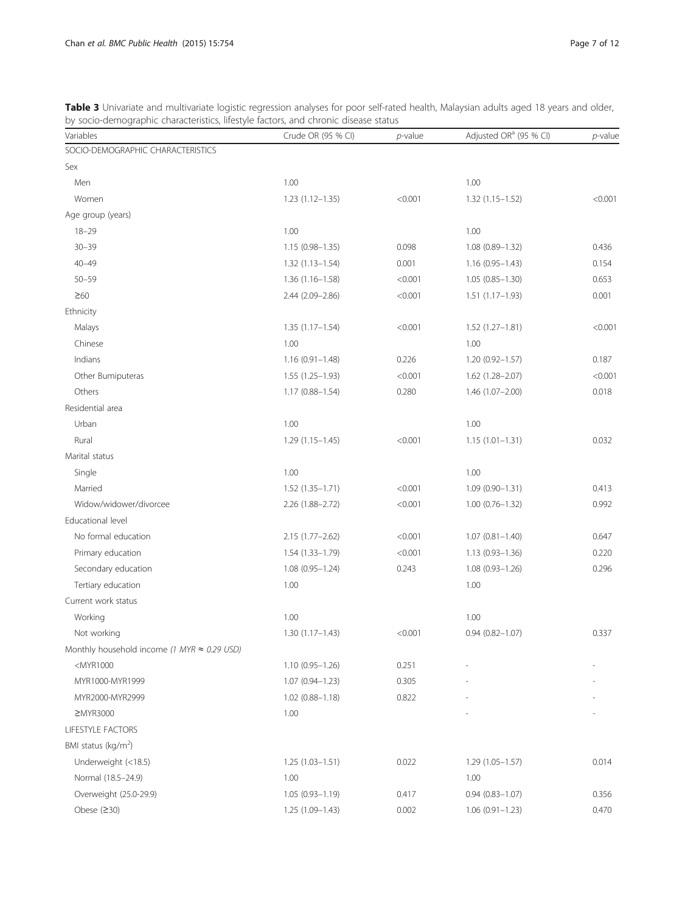**Table 3** Univariate and multivariate logistic regression analyses for poor self-rated health, Malaysian adults aged 18 years and older, by socio-demographic characteristics, lifestyle factors, and chronic disease status

| Variables | Crude OR (95 % CI) | *p*-value | Adjusted OR[a] (95 % CI) | *p*-value |
|---|---|---|---|---|
| SOCIO-DEMOGRAPHIC CHARACTERISTICS | | | | |
| Sex | | | | |
| Men | 1.00 | | 1.00 | |
| Women | 1.23 (1.12–1.35) | <0.001 | 1.32 (1.15–1.52) | <0.001 |
| Age group (years) | | | | |
| 18–29 | 1.00 | | 1.00 | |
| 30–39 | 1.15 (0.98–1.35) | 0.098 | 1.08 (0.89–1.32) | 0.436 |
| 40–49 | 1.32 (1.13–1.54) | 0.001 | 1.16 (0.95–1.43) | 0.154 |
| 50–59 | 1.36 (1.16–1.58) | <0.001 | 1.05 (0.85–1.30) | 0.653 |
| ≥60 | 2.44 (2.09–2.86) | <0.001 | 1.51 (1.17–1.93) | 0.001 |
| Ethnicity | | | | |
| Malays | 1.35 (1.17–1.54) | <0.001 | 1.52 (1.27–1.81) | <0.001 |
| Chinese | 1.00 | | 1.00 | |
| Indians | 1.16 (0.91–1.48) | 0.226 | 1.20 (0.92–1.57) | 0.187 |
| Other Bumiputeras | 1.55 (1.25–1.93) | <0.001 | 1.62 (1.28–2.07) | <0.001 |
| Others | 1.17 (0.88–1.54) | 0.280 | 1.46 (1.07–2.00) | 0.018 |
| Residential area | | | | |
| Urban | 1.00 | | 1.00 | |
| Rural | 1.29 (1.15–1.45) | <0.001 | 1.15 (1.01–1.31) | 0.032 |
| Marital status | | | | |
| Single | 1.00 | | 1.00 | |
| Married | 1.52 (1.35–1.71) | <0.001 | 1.09 (0.90–1.31) | 0.413 |
| Widow/widower/divorcee | 2.26 (1.88–2.72) | <0.001 | 1.00 (0.76–1.32) | 0.992 |
| Educational level | | | | |
| No formal education | 2.15 (1.77–2.62) | <0.001 | 1.07 (0.81–1.40) | 0.647 |
| Primary education | 1.54 (1.33–1.79) | <0.001 | 1.13 (0.93–1.36) | 0.220 |
| Secondary education | 1.08 (0.95–1.24) | 0.243 | 1.08 (0.93–1.26) | 0.296 |
| Tertiary education | 1.00 | | 1.00 | |
| Current work status | | | | |
| Working | 1.00 | | 1.00 | |
| Not working | 1.30 (1.17–1.43) | <0.001 | 0.94 (0.82–1.07) | 0.337 |
| Monthly household income *(1 MYR ≈ 0.29 USD)* | | | | |
| <MYR1000 | 1.10 (0.95–1.26) | 0.251 | - | - |
| MYR1000-MYR1999 | 1.07 (0.94–1.23) | 0.305 | - | - |
| MYR2000-MYR2999 | 1.02 (0.88–1.18) | 0.822 | - | - |
| ≥MYR3000 | 1.00 | | - | - |
| LIFESTYLE FACTORS | | | | |
| BMI status (kg/m$^2$) | | | | |
| Underweight (<18.5) | 1.25 (1.03–1.51) | 0.022 | 1.29 (1.05–1.57) | 0.014 |
| Normal (18.5–24.9) | 1.00 | | 1.00 | |
| Overweight (25.0-29.9) | 1.05 (0.93–1.19) | 0.417 | 0.94 (0.83–1.07) | 0.356 |
| Obese (≥30) | 1.25 (1.09–1.43) | 0.002 | 1.06 (0.91–1.23) | 0.470 |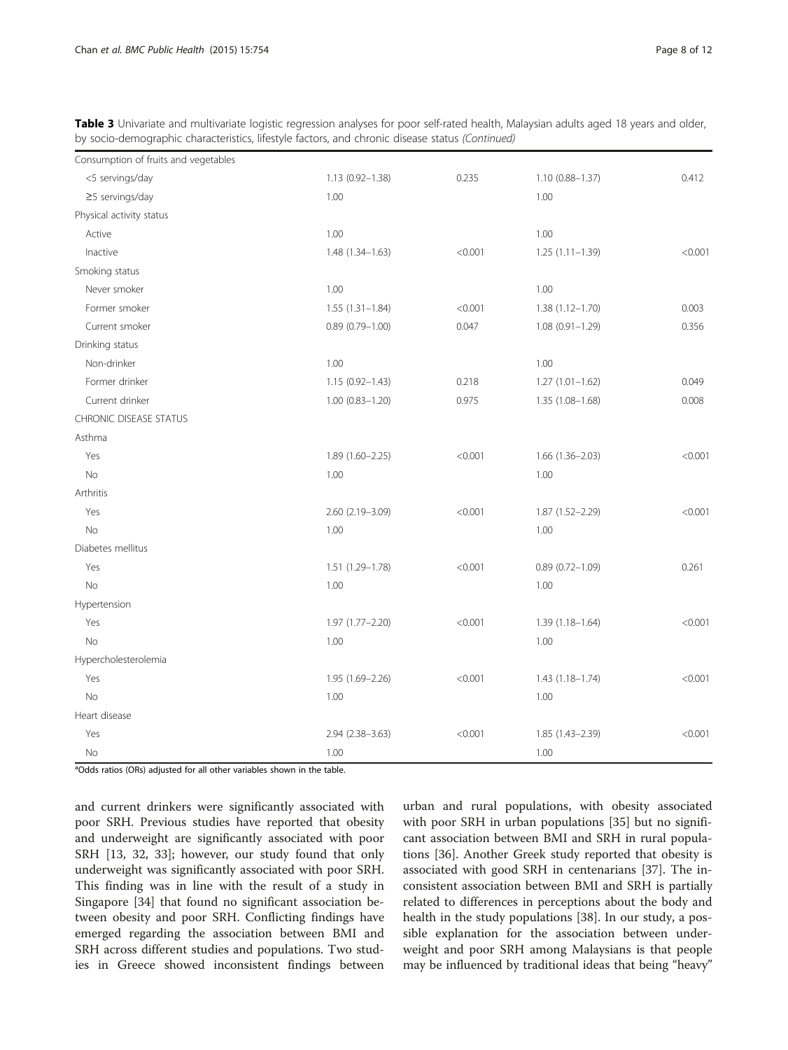**Table 3** Univariate and multivariate logistic regression analyses for poor self-rated health, Malaysian adults aged 18 years and older, by socio-demographic characteristics, lifestyle factors, and chronic disease status *(Continued)*

| | | | | |
|---|---|---|---|---|
| Consumption of fruits and vegetables | | | | |
| <5 servings/day | 1.13 (0.92–1.38) | 0.235 | 1.10 (0.88–1.37) | 0.412 |
| ≥5 servings/day | 1.00 | | 1.00 | |
| Physical activity status | | | | |
| Active | 1.00 | | 1.00 | |
| Inactive | 1.48 (1.34–1.63) | <0.001 | 1.25 (1.11–1.39) | <0.001 |
| Smoking status | | | | |
| Never smoker | 1.00 | | 1.00 | |
| Former smoker | 1.55 (1.31–1.84) | <0.001 | 1.38 (1.12–1.70) | 0.003 |
| Current smoker | 0.89 (0.79–1.00) | 0.047 | 1.08 (0.91–1.29) | 0.356 |
| Drinking status | | | | |
| Non-drinker | 1.00 | | 1.00 | |
| Former drinker | 1.15 (0.92–1.43) | 0.218 | 1.27 (1.01–1.62) | 0.049 |
| Current drinker | 1.00 (0.83–1.20) | 0.975 | 1.35 (1.08–1.68) | 0.008 |
| CHRONIC DISEASE STATUS | | | | |
| Asthma | | | | |
| Yes | 1.89 (1.60–2.25) | <0.001 | 1.66 (1.36–2.03) | <0.001 |
| No | 1.00 | | 1.00 | |
| Arthritis | | | | |
| Yes | 2.60 (2.19–3.09) | <0.001 | 1.87 (1.52–2.29) | <0.001 |
| No | 1.00 | | 1.00 | |
| Diabetes mellitus | | | | |
| Yes | 1.51 (1.29–1.78) | <0.001 | 0.89 (0.72–1.09) | 0.261 |
| No | 1.00 | | 1.00 | |
| Hypertension | | | | |
| Yes | 1.97 (1.77–2.20) | <0.001 | 1.39 (1.18–1.64) | <0.001 |
| No | 1.00 | | 1.00 | |
| Hypercholesterolemia | | | | |
| Yes | 1.95 (1.69–2.26) | <0.001 | 1.43 (1.18–1.74) | <0.001 |
| No | 1.00 | | 1.00 | |
| Heart disease | | | | |
| Yes | 2.94 (2.38–3.63) | <0.001 | 1.85 (1.43–2.39) | <0.001 |
| No | 1.00 | | 1.00 | |

[a]Odds ratios (ORs) adjusted for all other variables shown in the table.

and current drinkers were significantly associated with poor SRH. Previous studies have reported that obesity and underweight are significantly associated with poor SRH [13, 32, 33]; however, our study found that only underweight was significantly associated with poor SRH. This finding was in line with the result of a study in Singapore [34] that found no significant association between obesity and poor SRH. Conflicting findings have emerged regarding the association between BMI and SRH across different studies and populations. Two studies in Greece showed inconsistent findings between urban and rural populations, with obesity associated with poor SRH in urban populations [35] but no significant association between BMI and SRH in rural populations [36]. Another Greek study reported that obesity is associated with good SRH in centenarians [37]. The inconsistent association between BMI and SRH is partially related to differences in perceptions about the body and health in the study populations [38]. In our study, a possible explanation for the association between underweight and poor SRH among Malaysians is that people may be influenced by traditional ideas that being "heavy"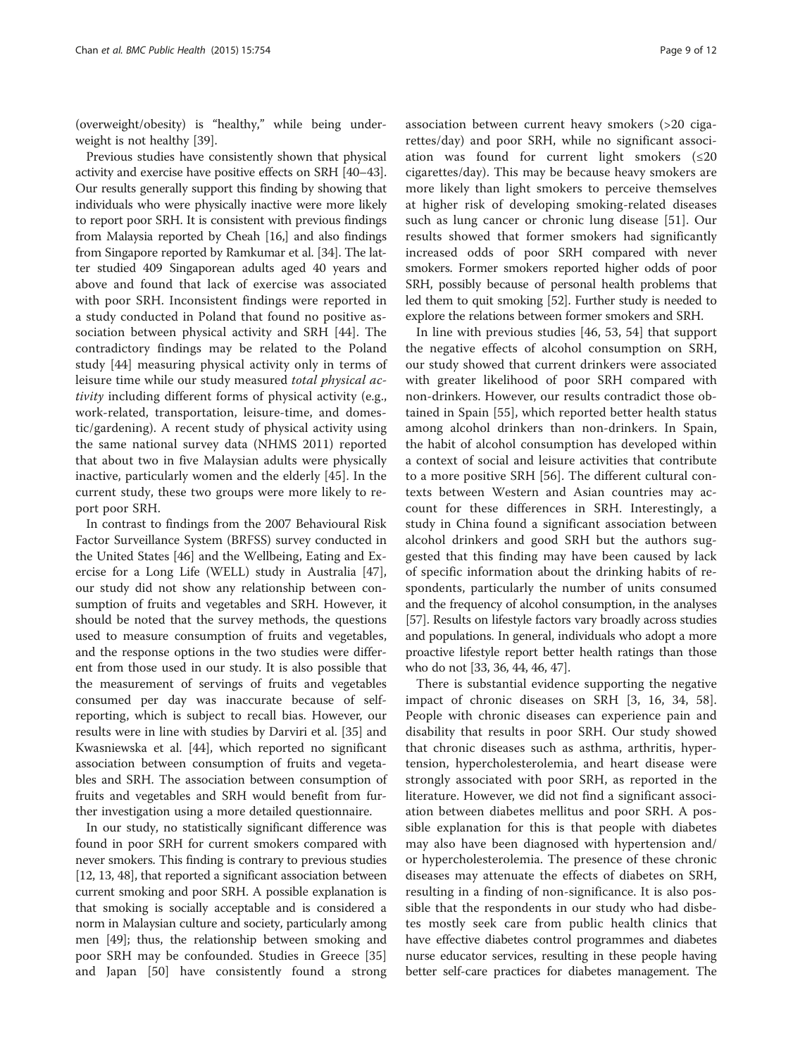(overweight/obesity) is "healthy," while being underweight is not healthy [39].

Previous studies have consistently shown that physical activity and exercise have positive effects on SRH [40–43]. Our results generally support this finding by showing that individuals who were physically inactive were more likely to report poor SRH. It is consistent with previous findings from Malaysia reported by Cheah [16,] and also findings from Singapore reported by Ramkumar et al. [34]. The latter studied 409 Singaporean adults aged 40 years and above and found that lack of exercise was associated with poor SRH. Inconsistent findings were reported in a study conducted in Poland that found no positive association between physical activity and SRH [44]. The contradictory findings may be related to the Poland study [44] measuring physical activity only in terms of leisure time while our study measured *total physical activity* including different forms of physical activity (e.g., work-related, transportation, leisure-time, and domestic/gardening). A recent study of physical activity using the same national survey data (NHMS 2011) reported that about two in five Malaysian adults were physically inactive, particularly women and the elderly [45]. In the current study, these two groups were more likely to report poor SRH.

In contrast to findings from the 2007 Behavioural Risk Factor Surveillance System (BRFSS) survey conducted in the United States [46] and the Wellbeing, Eating and Exercise for a Long Life (WELL) study in Australia [47], our study did not show any relationship between consumption of fruits and vegetables and SRH. However, it should be noted that the survey methods, the questions used to measure consumption of fruits and vegetables, and the response options in the two studies were different from those used in our study. It is also possible that the measurement of servings of fruits and vegetables consumed per day was inaccurate because of self-reporting, which is subject to recall bias. However, our results were in line with studies by Darviri et al. [35] and Kwasniewska et al. [44], which reported no significant association between consumption of fruits and vegetables and SRH. The association between consumption of fruits and vegetables and SRH would benefit from further investigation using a more detailed questionnaire.

In our study, no statistically significant difference was found in poor SRH for current smokers compared with never smokers. This finding is contrary to previous studies [12, 13, 48], that reported a significant association between current smoking and poor SRH. A possible explanation is that smoking is socially acceptable and is considered a norm in Malaysian culture and society, particularly among men [49]; thus, the relationship between smoking and poor SRH may be confounded. Studies in Greece [35] and Japan [50] have consistently found a strong association between current heavy smokers (>20 cigarettes/day) and poor SRH, while no significant association was found for current light smokers (≤20 cigarettes/day). This may be because heavy smokers are more likely than light smokers to perceive themselves at higher risk of developing smoking-related diseases such as lung cancer or chronic lung disease [51]. Our results showed that former smokers had significantly increased odds of poor SRH compared with never smokers. Former smokers reported higher odds of poor SRH, possibly because of personal health problems that led them to quit smoking [52]. Further study is needed to explore the relations between former smokers and SRH.

In line with previous studies [46, 53, 54] that support the negative effects of alcohol consumption on SRH, our study showed that current drinkers were associated with greater likelihood of poor SRH compared with non-drinkers. However, our results contradict those obtained in Spain [55], which reported better health status among alcohol drinkers than non-drinkers. In Spain, the habit of alcohol consumption has developed within a context of social and leisure activities that contribute to a more positive SRH [56]. The different cultural contexts between Western and Asian countries may account for these differences in SRH. Interestingly, a study in China found a significant association between alcohol drinkers and good SRH but the authors suggested that this finding may have been caused by lack of specific information about the drinking habits of respondents, particularly the number of units consumed and the frequency of alcohol consumption, in the analyses [57]. Results on lifestyle factors vary broadly across studies and populations. In general, individuals who adopt a more proactive lifestyle report better health ratings than those who do not [33, 36, 44, 46, 47].

There is substantial evidence supporting the negative impact of chronic diseases on SRH [3, 16, 34, 58]. People with chronic diseases can experience pain and disability that results in poor SRH. Our study showed that chronic diseases such as asthma, arthritis, hypertension, hypercholesterolemia, and heart disease were strongly associated with poor SRH, as reported in the literature. However, we did not find a significant association between diabetes mellitus and poor SRH. A possible explanation for this is that people with diabetes may also have been diagnosed with hypertension and/or hypercholesterolemia. The presence of these chronic diseases may attenuate the effects of diabetes on SRH, resulting in a finding of non-significance. It is also possible that the respondents in our study who had disbetes mostly seek care from public health clinics that have effective diabetes control programmes and diabetes nurse educator services, resulting in these people having better self-care practices for diabetes management. The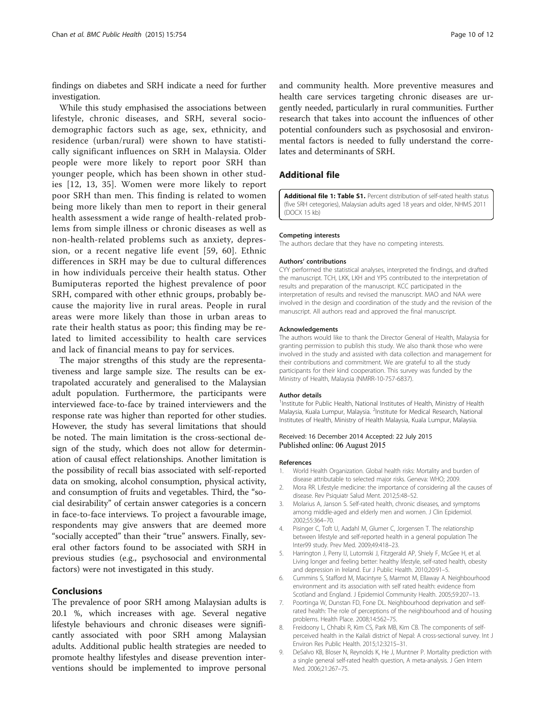findings on diabetes and SRH indicate a need for further investigation.

While this study emphasised the associations between lifestyle, chronic diseases, and SRH, several socio-demographic factors such as age, sex, ethnicity, and residence (urban/rural) were shown to have statistically significant influences on SRH in Malaysia. Older people were more likely to report poor SRH than younger people, which has been shown in other studies [12, 13, 35]. Women were more likely to report poor SRH than men. This finding is related to women being more likely than men to report in their general health assessment a wide range of health-related problems from simple illness or chronic diseases as well as non-health-related problems such as anxiety, depression, or a recent negative life event [59, 60]. Ethnic differences in SRH may be due to cultural differences in how individuals perceive their health status. Other Bumiputeras reported the highest prevalence of poor SRH, compared with other ethnic groups, probably because the majority live in rural areas. People in rural areas were more likely than those in urban areas to rate their health status as poor; this finding may be related to limited accessibility to health care services and lack of financial means to pay for services.

The major strengths of this study are the representativeness and large sample size. The results can be extrapolated accurately and generalised to the Malaysian adult population. Furthermore, the participants were interviewed face-to-face by trained interviewers and the response rate was higher than reported for other studies. However, the study has several limitations that should be noted. The main limitation is the cross-sectional design of the study, which does not allow for determination of causal effect relationships. Another limitation is the possibility of recall bias associated with self-reported data on smoking, alcohol consumption, physical activity, and consumption of fruits and vegetables. Third, the "social desirability" of certain answer categories is a concern in face-to-face interviews. To project a favourable image, respondents may give answers that are deemed more "socially accepted" than their "true" answers. Finally, several other factors found to be associated with SRH in previous studies (e.g., psychosocial and environmental factors) were not investigated in this study.

## Conclusions

The prevalence of poor SRH among Malaysian adults is 20.1 %, which increases with age. Several negative lifestyle behaviours and chronic diseases were significantly associated with poor SRH among Malaysian adults. Additional public health strategies are needed to promote healthy lifestyles and disease prevention interventions should be implemented to improve personal and community health. More preventive measures and health care services targeting chronic diseases are urgently needed, particularly in rural communities. Further research that takes into account the influences of other potential confounders such as psychososial and environmental factors is needed to fully understand the correlates and determinants of SRH.

## Additional file

**Additional file 1: Table S1.** Percent distribution of self-rated health status (five SRH cetegories), Malaysian adults aged 18 years and older, NHMS 2011 (DOCX 15 kb)

#### Competing interests

The authors declare that they have no competing interests.

#### Authors' contributions

CYY performed the statistical analyses, interpreted the findings, and drafted the manuscript. TCH, LKK, LKH and YPS contributed to the interpretation of results and preparation of the manuscript. KCC participated in the interpretation of results and revised the manuscript. MAO and NAA were involved in the design and coordination of the study and the revision of the manuscript. All authors read and approved the final manuscript.

#### Acknowledgements

The authors would like to thank the Director General of Health, Malaysia for granting permission to publish this study. We also thank those who were involved in the study and assisted with data collection and management for their contributions and commitment. We are grateful to all the study participants for their kind cooperation. This survey was funded by the Ministry of Health, Malaysia (NMRR-10-757-6837).

#### Author details

[1]Institute for Public Health, National Institutes of Health, Ministry of Health Malaysia, Kuala Lumpur, Malaysia. [2]Institute for Medical Research, National Institutes of Health, Ministry of Health Malaysia, Kuala Lumpur, Malaysia.

Received: 16 December 2014 Accepted: 22 July 2015
Published online: 06 August 2015

#### References

1. World Health Organization. Global health risks: Mortality and burden of disease attributable to selected major risks. Geneva: WHO; 2009.
2. Mora RR. Lifestyle medicine: the importance of considering all the causes of disease. Rev Psiquiatr Salud Ment. 2012;5:48–52.
3. Molarius A, Janson S. Self-rated health, chronic diseases, and symptoms among middle-aged and elderly men and women. J Clin Epidemiol. 2002;55:364–70.
4. Pisinger C, Toft U, Aadahl M, Glumer C, Jorgensen T. The relationship between lifestyle and self-reported health in a general population The Inter99 study. Prev Med. 2009;49:418–23.
5. Harrington J, Perry IJ, Lutomski J, Fitzgerald AP, Shiely F, McGee H, et al. Living longer and feeling better: healthy lifestyle, self-rated health, obesity and depression in Ireland. Eur J Public Health. 2010;20:91–5.
6. Cummins S, Stafford M, Macintyre S, Marmot M, Ellaway A. Neighbourhood environment and its association with self rated health: evidence from Scotland and England. J Epidemiol Community Health. 2005;59:207–13.
7. Poortinga W, Dunstan FD, Fone DL. Neighbourhood deprivation and self-rated health: The role of perceptions of the neighbourhood and of housing problems. Health Place. 2008;14:562–75.
8. Freidoony L, Chhabi R, Kim CS, Park MB, Kim CB. The components of self-perceived health in the Kailali district of Nepal: A cross-sectional survey. Int J Environ Res Public Health. 2015;12:3215–31.
9. DeSalvo KB, Bloser N, Reynolds K, He J, Muntner P. Mortality prediction with a single general self-rated health question, A meta-analysis. J Gen Intern Med. 2006;21:267–75.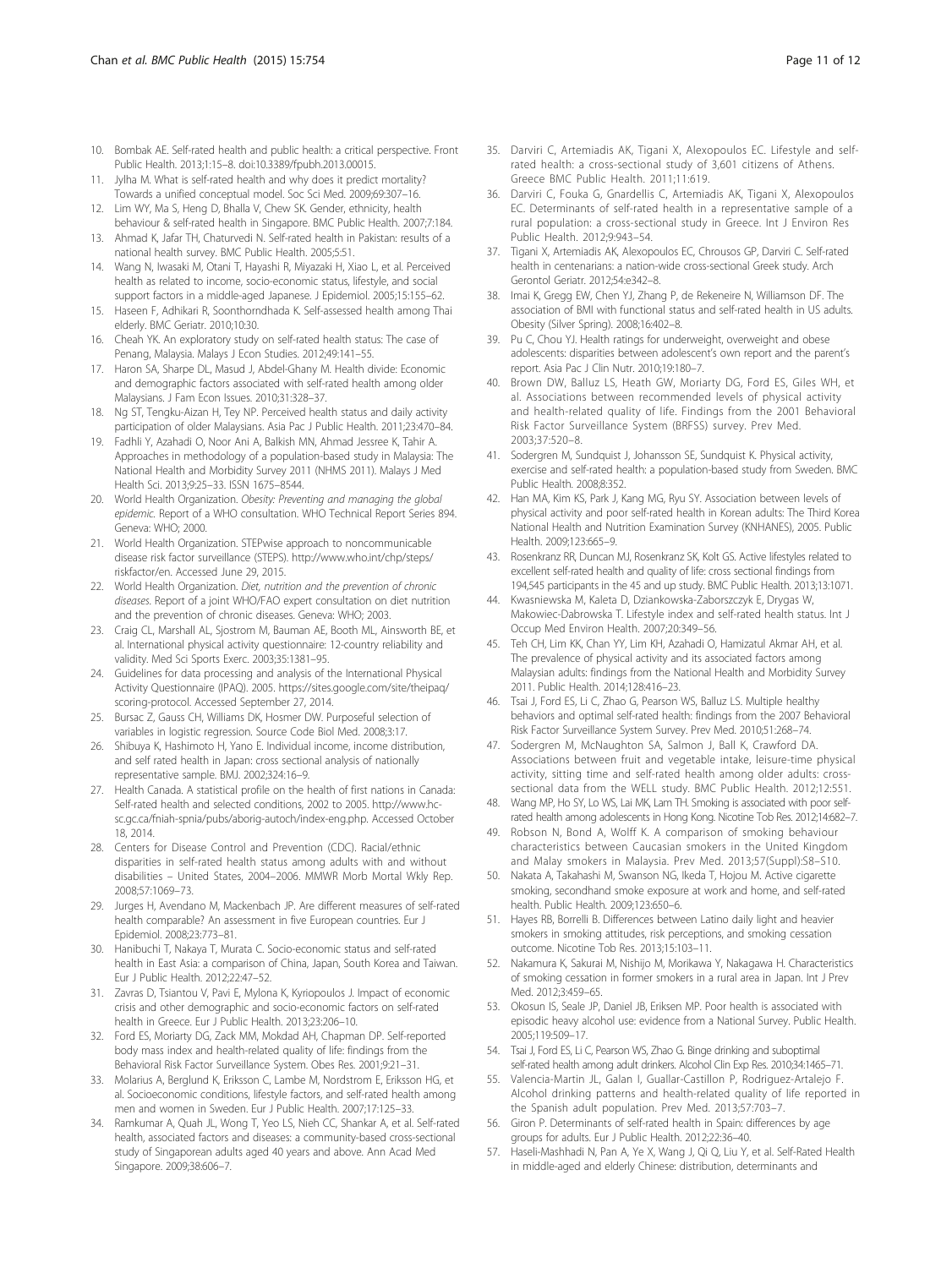10. Bombak AE. Self-rated health and public health: a critical perspective. Front Public Health. 2013;1:15–8. doi:10.3389/fpubh.2013.00015.
11. Jylha M. What is self-rated health and why does it predict mortality? Towards a unified conceptual model. Soc Sci Med. 2009;69:307–16.
12. Lim WY, Ma S, Heng D, Bhalla V, Chew SK. Gender, ethnicity, health behaviour & self-rated health in Singapore. BMC Public Health. 2007;7:184.
13. Ahmad K, Jafar TH, Chaturvedi N. Self-rated health in Pakistan: results of a national health survey. BMC Public Health. 2005;5:51.
14. Wang N, Iwasaki M, Otani T, Hayashi R, Miyazaki H, Xiao L, et al. Perceived health as related to income, socio-economic status, lifestyle, and social support factors in a middle-aged Japanese. J Epidemiol. 2005;15:155–62.
15. Haseen F, Adhikari R, Soonthorndhada K. Self-assessed health among Thai elderly. BMC Geriatr. 2010;10:30.
16. Cheah YK. An exploratory study on self-rated health status: The case of Penang, Malaysia. Malays J Econ Studies. 2012;49:141–55.
17. Haron SA, Sharpe DL, Masud J, Abdel-Ghany M. Health divide: Economic and demographic factors associated with self-rated health among older Malaysians. J Fam Econ Issues. 2010;31:328–37.
18. Ng ST, Tengku-Aizan H, Tey NP. Perceived health status and daily activity participation of older Malaysians. Asia Pac J Public Health. 2011;23:470–84.
19. Fadhli Y, Azahadi O, Noor Ani A, Balkish MN, Ahmad Jessree K, Tahir A. Approaches in methodology of a population-based study in Malaysia: The National Health and Morbidity Survey 2011 (NHMS 2011). Malays J Med Health Sci. 2013;9:25–33. ISSN 1675–8544.
20. World Health Organization. *Obesity: Preventing and managing the global epidemic*. Report of a WHO consultation. WHO Technical Report Series 894. Geneva: WHO; 2000.
21. World Health Organization. STEPwise approach to noncommunicable disease risk factor surveillance (STEPS). http://www.who.int/chp/steps/riskfactor/en. Accessed June 29, 2015.
22. World Health Organization. *Diet, nutrition and the prevention of chronic diseases*. Report of a joint WHO/FAO expert consultation on diet nutrition and the prevention of chronic diseases. Geneva: WHO; 2003.
23. Craig CL, Marshall AL, Sjostrom M, Bauman AE, Booth ML, Ainsworth BE, et al. International physical activity questionnaire: 12-country reliability and validity. Med Sci Sports Exerc. 2003;35:1381–95.
24. Guidelines for data processing and analysis of the International Physical Activity Questionnaire (IPAQ). 2005. https://sites.google.com/site/theipaq/scoring-protocol. Accessed September 27, 2014.
25. Bursac Z, Gauss CH, Williams DK, Hosmer DW. Purposeful selection of variables in logistic regression. Source Code Biol Med. 2008;3:17.
26. Shibuya K, Hashimoto H, Yano E. Individual income, income distribution, and self rated health in Japan: cross sectional analysis of nationally representative sample. BMJ. 2002;324:16–9.
27. Health Canada. A statistical profile on the health of first nations in Canada: Self-rated health and selected conditions, 2002 to 2005. http://www.hc-sc.gc.ca/fniah-spnia/pubs/aborig-autoch/index-eng.php. Accessed October 18, 2014.
28. Centers for Disease Control and Prevention (CDC). Racial/ethnic disparities in self-rated health status among adults with and without disabilities – United States, 2004–2006. MMWR Morb Mortal Wkly Rep. 2008;57:1069–73.
29. Jurges H, Avendano M, Mackenbach JP. Are different measures of self-rated health comparable? An assessment in five European countries. Eur J Epidemiol. 2008;23:773–81.
30. Hanibuchi T, Nakaya T, Murata C. Socio-economic status and self-rated health in East Asia: a comparison of China, Japan, South Korea and Taiwan. Eur J Public Health. 2012;22:47–52.
31. Zavras D, Tsiantou V, Pavi E, Mylona K, Kyriopoulos J. Impact of economic crisis and other demographic and socio-economic factors on self-rated health in Greece. Eur J Public Health. 2013;23:206–10.
32. Ford ES, Moriarty DG, Zack MM, Mokdad AH, Chapman DP. Self-reported body mass index and health-related quality of life: findings from the Behavioral Risk Factor Surveillance System. Obes Res. 2001;9:21–31.
33. Molarius A, Berglund K, Eriksson C, Lambe M, Nordstrom E, Eriksson HG, et al. Socioeconomic conditions, lifestyle factors, and self-rated health among men and women in Sweden. Eur J Public Health. 2007;17:125–33.
34. Ramkumar A, Quah JL, Wong T, Yeo LS, Nieh CC, Shankar A, et al. Self-rated health, associated factors and diseases: a community-based cross-sectional study of Singaporean adults aged 40 years and above. Ann Acad Med Singapore. 2009;38:606–7.
35. Darviri C, Artemiadis AK, Tigani X, Alexopoulos EC. Lifestyle and self-rated health: a cross-sectional study of 3,601 citizens of Athens. Greece BMC Public Health. 2011;11:619.
36. Darviri C, Fouka G, Gnardellis C, Artemiadis AK, Tigani X, Alexopoulos EC. Determinants of self-rated health in a representative sample of a rural population: a cross-sectional study in Greece. Int J Environ Res Public Health. 2012;9:943–54.
37. Tigani X, Artemiadis AK, Alexopoulos EC, Chrousos GP, Darviri C. Self-rated health in centenarians: a nation-wide cross-sectional Greek study. Arch Gerontol Geriatr. 2012;54:e342–8.
38. Imai K, Gregg EW, Chen YJ, Zhang P, de Rekeneire N, Williamson DF. The association of BMI with functional status and self-rated health in US adults. Obesity (Silver Spring). 2008;16:402–8.
39. Pu C, Chou YJ. Health ratings for underweight, overweight and obese adolescents: disparities between adolescent's own report and the parent's report. Asia Pac J Clin Nutr. 2010;19:180–7.
40. Brown DW, Balluz LS, Heath GW, Moriarty DG, Ford ES, Giles WH, et al. Associations between recommended levels of physical activity and health-related quality of life. Findings from the 2001 Behavioral Risk Factor Surveillance System (BRFSS) survey. Prev Med. 2003;37:520–8.
41. Sodergren M, Sundquist J, Johansson SE, Sundquist K. Physical activity, exercise and self-rated health: a population-based study from Sweden. BMC Public Health. 2008;8:352.
42. Han MA, Kim KS, Park J, Kang MG, Ryu SY. Association between levels of physical activity and poor self-rated health in Korean adults: The Third Korea National Health and Nutrition Examination Survey (KNHANES), 2005. Public Health. 2009;123:665–9.
43. Rosenkranz RR, Duncan MJ, Rosenkranz SK, Kolt GS. Active lifestyles related to excellent self-rated health and quality of life: cross sectional findings from 194,545 participants in the 45 and up study. BMC Public Health. 2013;13:1071.
44. Kwasniewska M, Kaleta D, Dziankowska-Zaborszczyk E, Drygas W, Makowiec-Dabrowska T. Lifestyle index and self-rated health status. Int J Occup Med Environ Health. 2007;20:349–56.
45. Teh CH, Lim KK, Chan YY, Lim KH, Azahadi O, Hamizatul Akmar AH, et al. The prevalence of physical activity and its associated factors among Malaysian adults: findings from the National Health and Morbidity Survey 2011. Public Health. 2014;128:416–23.
46. Tsai J, Ford ES, Li C, Zhao G, Pearson WS, Balluz LS. Multiple healthy behaviors and optimal self-rated health: findings from the 2007 Behavioral Risk Factor Surveillance System Survey. Prev Med. 2010;51:268–74.
47. Sodergren M, McNaughton SA, Salmon J, Ball K, Crawford DA. Associations between fruit and vegetable intake, leisure-time physical activity, sitting time and self-rated health among older adults: cross-sectional data from the WELL study. BMC Public Health. 2012;12:551.
48. Wang MP, Ho SY, Lo WS, Lai MK, Lam TH. Smoking is associated with poor self-rated health among adolescents in Hong Kong. Nicotine Tob Res. 2012;14:682–7.
49. Robson N, Bond A, Wolff K. A comparison of smoking behaviour characteristics between Caucasian smokers in the United Kingdom and Malay smokers in Malaysia. Prev Med. 2013;57(Suppl):S8–S10.
50. Nakata A, Takahashi M, Swanson NG, Ikeda T, Hojou M. Active cigarette smoking, secondhand smoke exposure at work and home, and self-rated health. Public Health. 2009;123:650–6.
51. Hayes RB, Borrelli B. Differences between Latino daily light and heavier smokers in smoking attitudes, risk perceptions, and smoking cessation outcome. Nicotine Tob Res. 2013;15:103–11.
52. Nakamura K, Sakurai M, Nishijo M, Morikawa Y, Nakagawa H. Characteristics of smoking cessation in former smokers in a rural area in Japan. Int J Prev Med. 2012;3:459–65.
53. Okosun IS, Seale JP, Daniel JB, Eriksen MP. Poor health is associated with episodic heavy alcohol use: evidence from a National Survey. Public Health. 2005;119:509–17.
54. Tsai J, Ford ES, Li C, Pearson WS, Zhao G. Binge drinking and suboptimal self-rated health among adult drinkers. Alcohol Clin Exp Res. 2010;34:1465–71.
55. Valencia-Martin JL, Galan I, Guallar-Castillon P, Rodriguez-Artalejo F. Alcohol drinking patterns and health-related quality of life reported in the Spanish adult population. Prev Med. 2013;57:703–7.
56. Giron P. Determinants of self-rated health in Spain: differences by age groups for adults. Eur J Public Health. 2012;22:36–40.
57. Haseli-Mashhadi N, Pan A, Ye X, Wang J, Qi Q, Liu Y, et al. Self-Rated Health in middle-aged and elderly Chinese: distribution, determinants and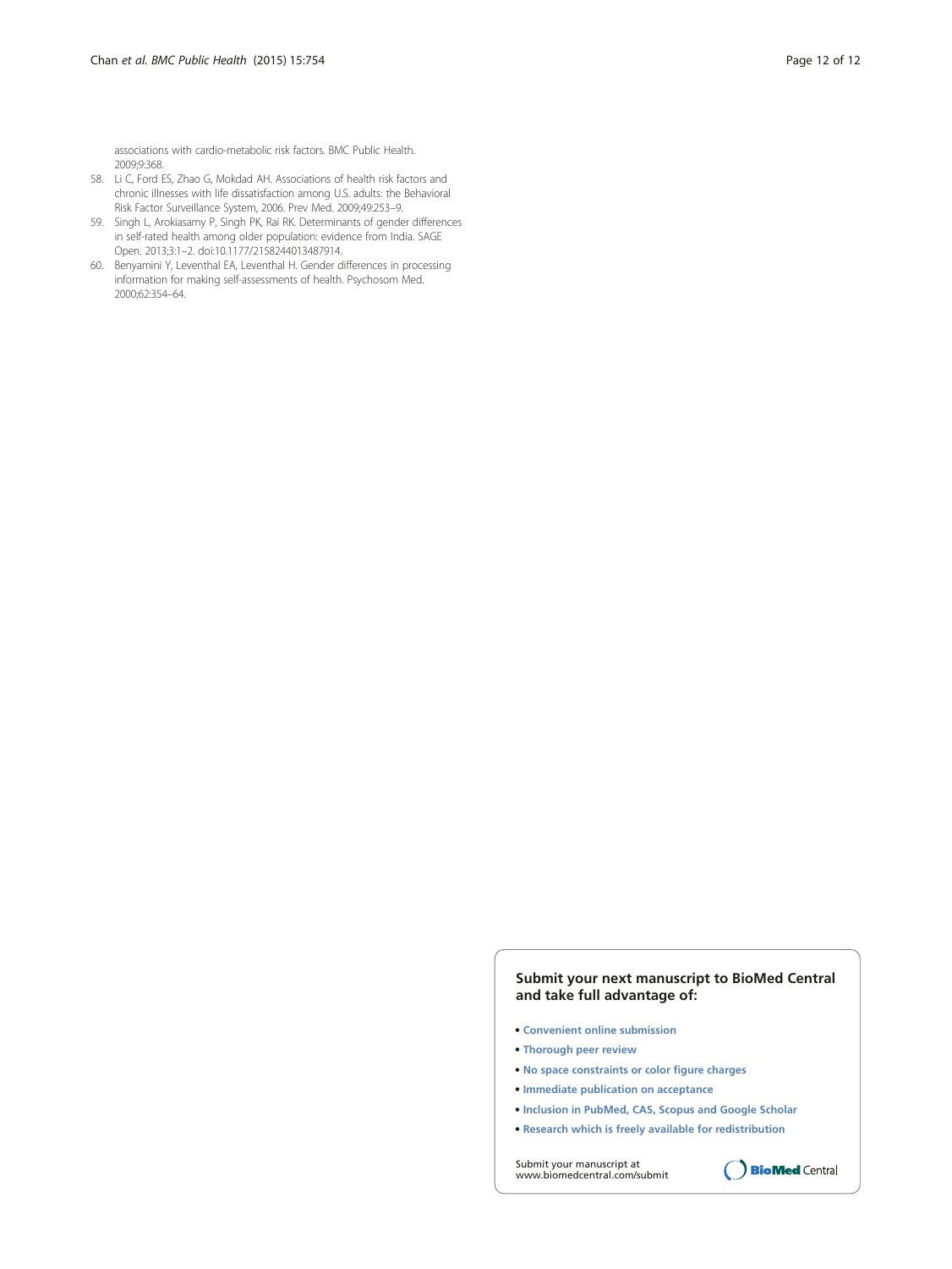associations with cardio-metabolic risk factors. BMC Public Health. 2009;9:368.

58. Li C, Ford ES, Zhao G, Mokdad AH. Associations of health risk factors and chronic illnesses with life dissatisfaction among U.S. adults: the Behavioral Risk Factor Surveillance System, 2006. Prev Med. 2009;49:253–9.
59. Singh L, Arokiasamy P, Singh PK, Rai RK. Determinants of gender differences in self-rated health among older population: evidence from India. SAGE Open. 2013;3:1–2. doi:10.1177/2158244013487914.
60. Benyamini Y, Leventhal EA, Leventhal H. Gender differences in processing information for making self-assessments of health. Psychosom Med. 2000;62:354–64.

**Submit your next manuscript to BioMed Central and take full advantage of:**

- **Convenient online submission**
- **Thorough peer review**
- **No space constraints or color figure charges**
- **Immediate publication on acceptance**
- **Inclusion in PubMed, CAS, Scopus and Google Scholar**
- **Research which is freely available for redistribution**

Submit your manuscript at
www.biomedcentral.com/submit

BioMed Central